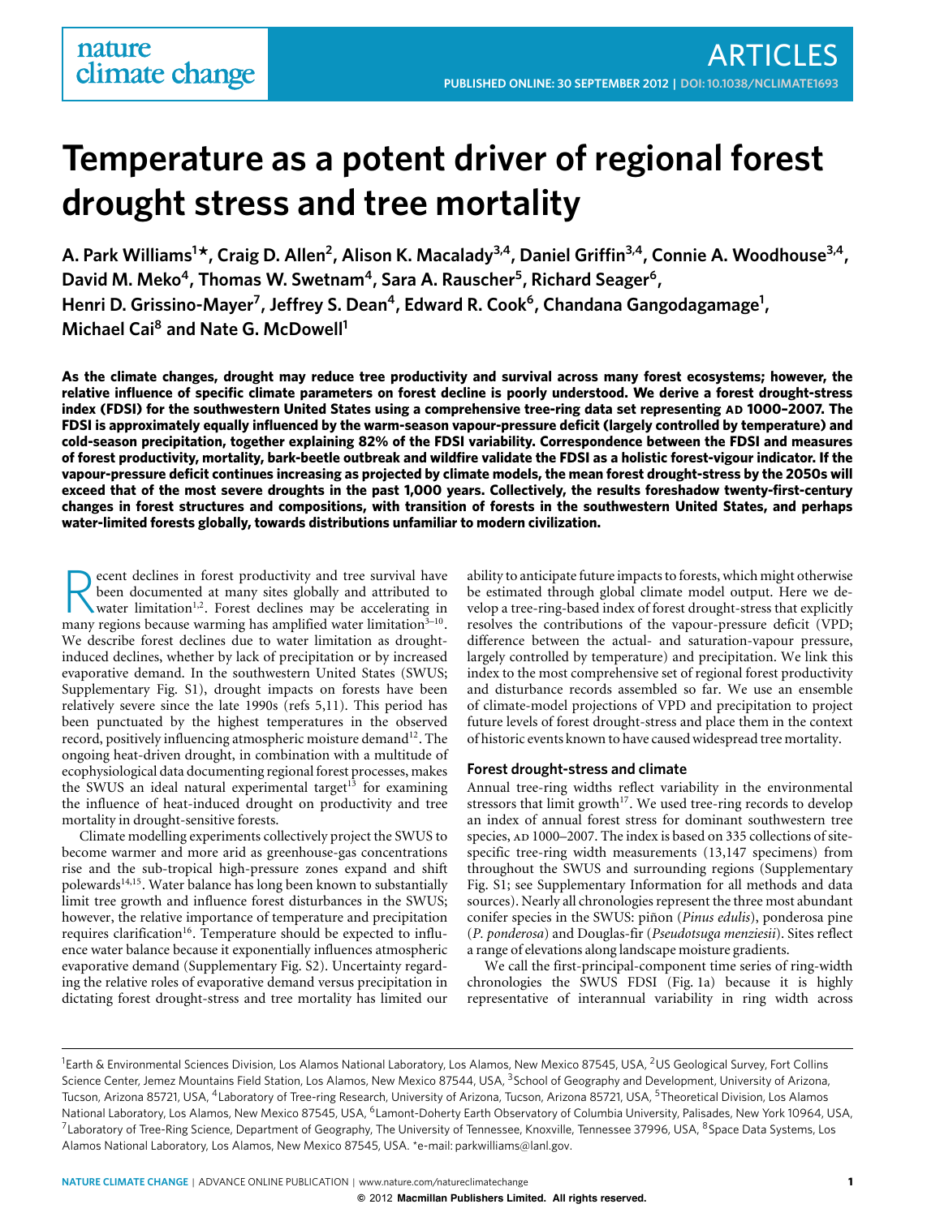# Temperature as a potent driver of regional forest drought stress and tree mortality

**A. Park Williams[1]\*, Craig D. Allen[2], Alison K. Macalady[3,4], Daniel Griffin[3,4], Connie A. Woodhouse[3,4], David M. Meko[4], Thomas W. Swetnam[4], Sara A. Rauscher[5], Richard Seager[6], Henri D. Grissino-Mayer[7], Jeffrey S. Dean[4], Edward R. Cook[6], Chandana Gangodagamage[1], Michael Cai[8] and Nate G. McDowell[1]**

**As the climate changes, drought may reduce tree productivity and survival across many forest ecosystems; however, the relative influence of specific climate parameters on forest decline is poorly understood. We derive a forest drought-stress index (FDSI) for the southwestern United States using a comprehensive tree-ring data set representing AD 1000–2007. The FDSI is approximately equally influenced by the warm-season vapour-pressure deficit (largely controlled by temperature) and cold-season precipitation, together explaining 82% of the FDSI variability. Correspondence between the FDSI and measures of forest productivity, mortality, bark-beetle outbreak and wildfire validate the FDSI as a holistic forest-vigour indicator. If the vapour-pressure deficit continues increasing as projected by climate models, the mean forest drought-stress by the 2050s will exceed that of the most severe droughts in the past 1,000 years. Collectively, the results foreshadow twenty-first-century changes in forest structures and compositions, with transition of forests in the southwestern United States, and perhaps water-limited forests globally, towards distributions unfamiliar to modern civilization.**

Recent declines in forest productivity and tree survival have been documented at many sites globally and attributed to water limitation[1,2]. Forest declines may be accelerating in many regions because warming has amplified water limitation[3–10]. We describe forest declines due to water limitation as drought-induced declines, whether by lack of precipitation or by increased evaporative demand. In the southwestern United States (SWUS; Supplementary Fig. S1), drought impacts on forests have been relatively severe since the late 1990s (refs 5,11). This period has been punctuated by the highest temperatures in the observed record, positively influencing atmospheric moisture demand[12]. The ongoing heat-driven drought, in combination with a multitude of ecophysiological data documenting regional forest processes, makes the SWUS an ideal natural experimental target[13] for examining the influence of heat-induced drought on productivity and tree mortality in drought-sensitive forests.

Climate modelling experiments collectively project the SWUS to become warmer and more arid as greenhouse-gas concentrations rise and the sub-tropical high-pressure zones expand and shift polewards[14,15]. Water balance has long been known to substantially limit tree growth and influence forest disturbances in the SWUS; however, the relative importance of temperature and precipitation requires clarification[16]. Temperature should be expected to influence water balance because it exponentially influences atmospheric evaporative demand (Supplementary Fig. S2). Uncertainty regarding the relative roles of evaporative demand versus precipitation in dictating forest drought-stress and tree mortality has limited our ability to anticipate future impacts to forests, which might otherwise be estimated through global climate model output. Here we develop a tree-ring-based index of forest drought-stress that explicitly resolves the contributions of the vapour-pressure deficit (VPD; difference between the actual- and saturation-vapour pressure, largely controlled by temperature) and precipitation. We link this index to the most comprehensive set of regional forest productivity and disturbance records assembled so far. We use an ensemble of climate-model projections of VPD and precipitation to project future levels of forest drought-stress and place them in the context of historic events known to have caused widespread tree mortality.

### Forest drought-stress and climate

Annual tree-ring widths reflect variability in the environmental stressors that limit growth[17]. We used tree-ring records to develop an index of annual forest stress for dominant southwestern tree species, AD 1000–2007. The index is based on 335 collections of site-specific tree-ring width measurements (13,147 specimens) from throughout the SWUS and surrounding regions (Supplementary Fig. S1; see Supplementary Information for all methods and data sources). Nearly all chronologies represent the three most abundant conifer species in the SWUS: piñon (*Pinus edulis*), ponderosa pine (*P. ponderosa*) and Douglas-fir (*Pseudotsuga menziesii*). Sites reflect a range of elevations along landscape moisture gradients.

We call the first-principal-component time series of ring-width chronologies the SWUS FDSI (Fig. 1a) because it is highly representative of interannual variability in ring width across

---

[1]Earth & Environmental Sciences Division, Los Alamos National Laboratory, Los Alamos, New Mexico 87545, USA, [2]US Geological Survey, Fort Collins Science Center, Jemez Mountains Field Station, Los Alamos, New Mexico 87544, USA, [3]School of Geography and Development, University of Arizona, Tucson, Arizona 85721, USA, [4]Laboratory of Tree-ring Research, University of Arizona, Tucson, Arizona 85721, USA, [5]Theoretical Division, Los Alamos National Laboratory, Los Alamos, New Mexico 87545, USA, [6]Lamont-Doherty Earth Observatory of Columbia University, Palisades, New York 10964, USA, [7]Laboratory of Tree-Ring Science, Department of Geography, The University of Tennessee, Knoxville, Tennessee 37996, USA, [8]Space Data Systems, Los Alamos National Laboratory, Los Alamos, New Mexico 87545, USA. \*e-mail: parkwilliams@lanl.gov.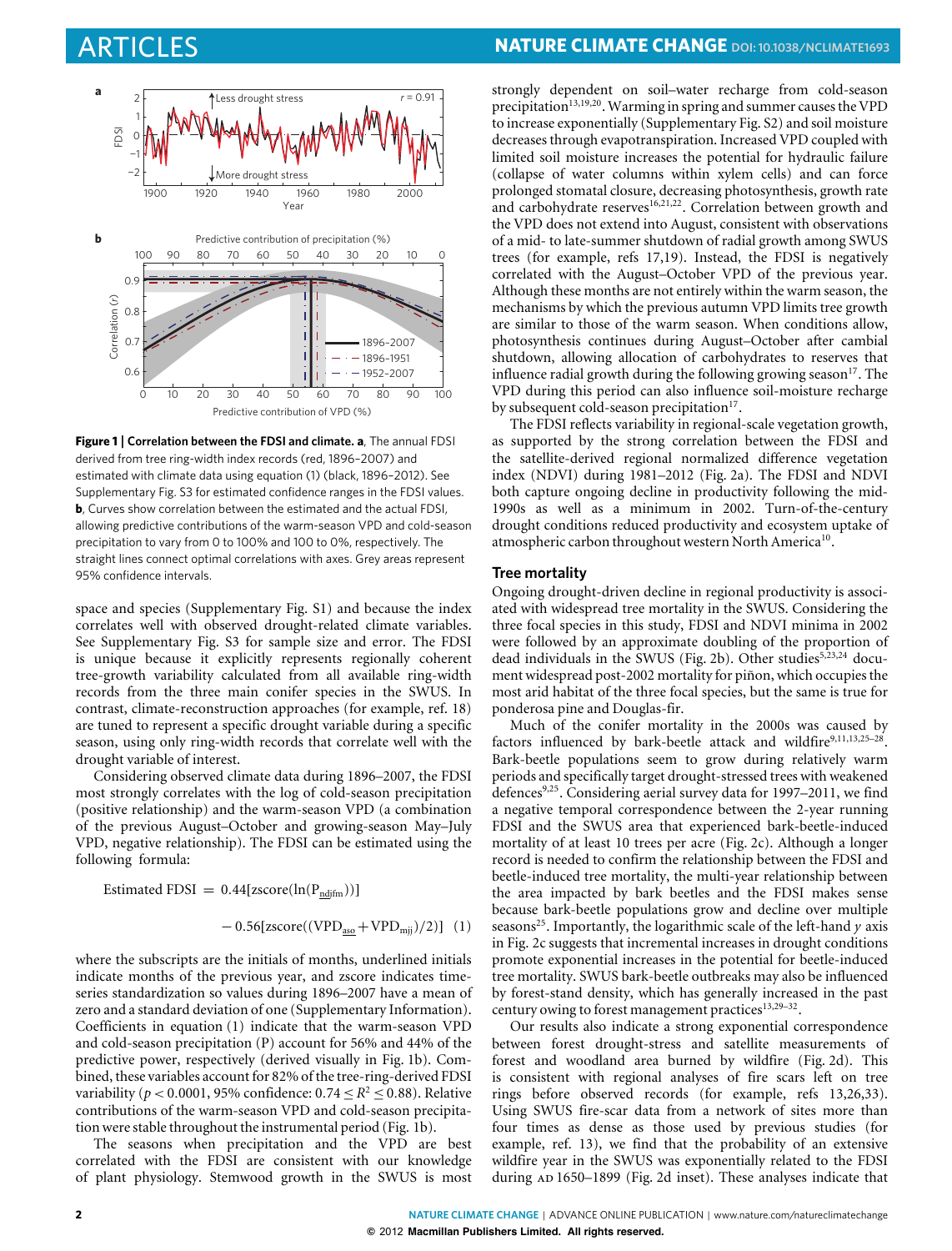**Figure 1 | Correlation between the FDSI and climate. a**, The annual FDSI derived from tree ring-width index records (red, 1896–2007) and estimated with climate data using equation (1) (black, 1896–2012). See Supplementary Fig. S3 for estimated confidence ranges in the FDSI values. **b**, Curves show correlation between the estimated and the actual FDSI, allowing predictive contributions of the warm-season VPD and cold-season precipitation to vary from 0 to 100% and 100 to 0%, respectively. The straight lines connect optimal correlations with axes. Grey areas represent 95% confidence intervals.

space and species (Supplementary Fig. S1) and because the index correlates well with observed drought-related climate variables. See Supplementary Fig. S3 for sample size and error. The FDSI is unique because it explicitly represents regionally coherent tree-growth variability calculated from all available ring-width records from the three main conifer species in the SWUS. In contrast, climate-reconstruction approaches (for example, ref. 18) are tuned to represent a specific drought variable during a specific season, using only ring-width records that correlate well with the drought variable of interest.

Considering observed climate data during 1896–2007, the FDSI most strongly correlates with the log of cold-season precipitation (positive relationship) and the warm-season VPD (a combination of the previous August–October and growing-season May–July VPD, negative relationship). The FDSI can be estimated using the following formula:

$$\text{Estimated FDSI} = 0.44[\text{zscore}(\ln(P_{\underline{\text{nd}}\text{jfm}}))] - 0.56[\text{zscore}((\text{VPD}_{\underline{\text{aso}}} + \text{VPD}_{\text{mjj}})/2)] \quad (1)$$

where the subscripts are the initials of months, underlined initials indicate months of the previous year, and zscore indicates time-series standardization so values during 1896–2007 have a mean of zero and a standard deviation of one (Supplementary Information). Coefficients in equation (1) indicate that the warm-season VPD and cold-season precipitation (P) account for 56% and 44% of the predictive power, respectively (derived visually in Fig. 1b). Combined, these variables account for 82% of the tree-ring-derived FDSI variability ($p < 0.0001$, 95% confidence: $0.74 \leq R^2 \leq 0.88$). Relative contributions of the warm-season VPD and cold-season precipitation were stable throughout the instrumental period (Fig. 1b).

The seasons when precipitation and the VPD are best correlated with the FDSI are consistent with our knowledge of plant physiology. Stemwood growth in the SWUS is most strongly dependent on soil–water recharge from cold-season precipitation[13,19,20]. Warming in spring and summer causes the VPD to increase exponentially (Supplementary Fig. S2) and soil moisture decreases through evapotranspiration. Increased VPD coupled with limited soil moisture increases the potential for hydraulic failure (collapse of water columns within xylem cells) and can force prolonged stomatal closure, decreasing photosynthesis, growth rate and carbohydrate reserves[16,21,22]. Correlation between growth and the VPD does not extend into August, consistent with observations of a mid- to late-summer shutdown of radial growth among SWUS trees (for example, refs 17,19). Instead, the FDSI is negatively correlated with the August–October VPD of the previous year. Although these months are not entirely within the warm season, the mechanisms by which the previous autumn VPD limits tree growth are similar to those of the warm season. When conditions allow, photosynthesis continues during August–October after cambial shutdown, allowing allocation of carbohydrates to reserves that influence radial growth during the following growing season[17]. The VPD during this period can also influence soil-moisture recharge by subsequent cold-season precipitation[17].

The FDSI reflects variability in regional-scale vegetation growth, as supported by the strong correlation between the FDSI and the satellite-derived regional normalized difference vegetation index (NDVI) during 1981–2012 (Fig. 2a). The FDSI and NDVI both capture ongoing decline in productivity following the mid-1990s as well as a minimum in 2002. Turn-of-the-century drought conditions reduced productivity and ecosystem uptake of atmospheric carbon throughout western North America[10].

## Tree mortality

Ongoing drought-driven decline in regional productivity is associated with widespread tree mortality in the SWUS. Considering the three focal species in this study, FDSI and NDVI minima in 2002 were followed by an approximate doubling of the proportion of dead individuals in the SWUS (Fig. 2b). Other studies[5,23,24] document widespread post-2002 mortality for piñon, which occupies the most arid habitat of the three focal species, but the same is true for ponderosa pine and Douglas-fir.

Much of the conifer mortality in the 2000s was caused by factors influenced by bark-beetle attack and wildfire[9,11,13,25–28]. Bark-beetle populations seem to grow during relatively warm periods and specifically target drought-stressed trees with weakened defences[9,25]. Considering aerial survey data for 1997–2011, we find a negative temporal correspondence between the 2-year running FDSI and the SWUS area that experienced bark-beetle-induced mortality of at least 10 trees per acre (Fig. 2c). Although a longer record is needed to confirm the relationship between the FDSI and beetle-induced tree mortality, the multi-year relationship between the area impacted by bark beetles and the FDSI makes sense because bark-beetle populations grow and decline over multiple seasons[25]. Importantly, the logarithmic scale of the left-hand *y* axis in Fig. 2c suggests that incremental increases in drought conditions promote exponential increases in the potential for beetle-induced tree mortality. SWUS bark-beetle outbreaks may also be influenced by forest-stand density, which has generally increased in the past century owing to forest management practices[13,29–32].

Our results also indicate a strong exponential correspondence between forest drought-stress and satellite measurements of forest and woodland area burned by wildfire (Fig. 2d). This is consistent with regional analyses of fire scars left on tree rings before observed records (for example, refs 13,26,33). Using SWUS fire-scar data from a network of sites more than four times as dense as those used by previous studies (for example, ref. 13), we find that the probability of an extensive wildfire year in the SWUS was exponentially related to the FDSI during AD 1650–1899 (Fig. 2d inset). These analyses indicate that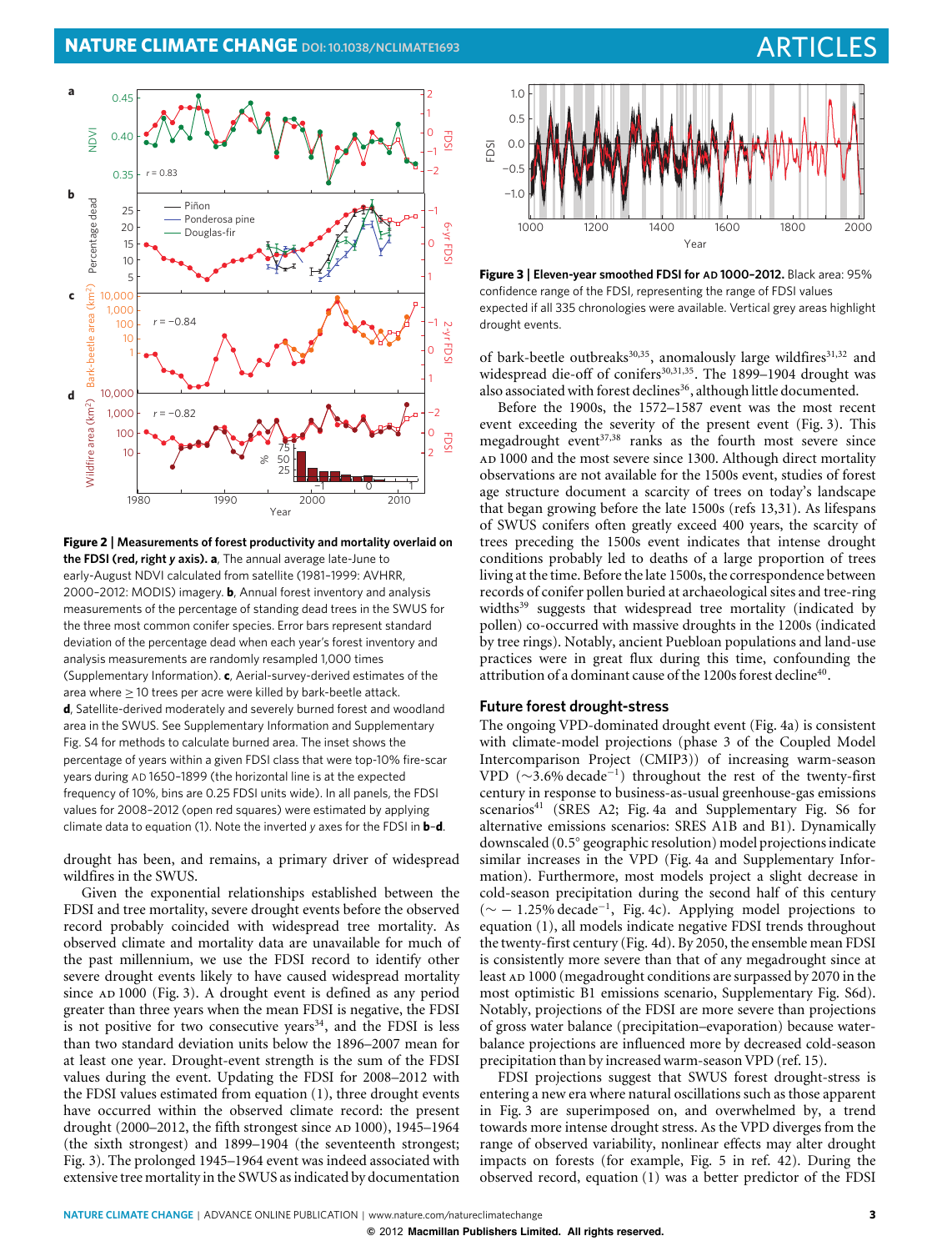**Figure 2 | Measurements of forest productivity and mortality overlaid on the FDSI (red, right *y* axis). a**, The annual average late-June to early-August NDVI calculated from satellite (1981–1999: AVHRR, 2000–2012: MODIS) imagery. **b**, Annual forest inventory and analysis measurements of the percentage of standing dead trees in the SWUS for the three most common conifer species. Error bars represent standard deviation of the percentage dead when each year's forest inventory and analysis measurements are randomly resampled 1,000 times (Supplementary Information). **c**, Aerial-survey-derived estimates of the area where ≥ 10 trees per acre were killed by bark-beetle attack. **d**, Satellite-derived moderately and severely burned forest and woodland area in the SWUS. See Supplementary Information and Supplementary Fig. S4 for methods to calculate burned area. The inset shows the percentage of years within a given FDSI class that were top-10% fire-scar years during AD 1650–1899 (the horizontal line is at the expected frequency of 10%, bins are 0.25 FDSI units wide). In all panels, the FDSI values for 2008–2012 (open red squares) were estimated by applying climate data to equation (1). Note the inverted *y* axes for the FDSI in **b**–**d**.

drought has been, and remains, a primary driver of widespread wildfires in the SWUS.

Given the exponential relationships established between the FDSI and tree mortality, severe drought events before the observed record probably coincided with widespread tree mortality. As observed climate and mortality data are unavailable for much of the past millennium, we use the FDSI record to identify other severe drought events likely to have caused widespread mortality since AD 1000 (Fig. 3). A drought event is defined as any period greater than three years when the mean FDSI is negative, the FDSI is not positive for two consecutive years[34], and the FDSI is less than two standard deviation units below the 1896–2007 mean for at least one year. Drought-event strength is the sum of the FDSI values during the event. Updating the FDSI for 2008–2012 with the FDSI values estimated from equation (1), three drought events have occurred within the observed climate record: the present drought (2000–2012, the fifth strongest since AD 1000), 1945–1964 (the sixth strongest) and 1899–1904 (the seventeenth strongest; Fig. 3). The prolonged 1945–1964 event was indeed associated with extensive tree mortality in the SWUS as indicated by documentation of bark-beetle outbreaks[30,35], anomalously large wildfires[31,32] and widespread die-off of conifers[30,31,35]. The 1899–1904 drought was also associated with forest declines[36], although little documented.

**Figure 3 | Eleven-year smoothed FDSI for AD 1000–2012.** Black area: 95% confidence range of the FDSI, representing the range of FDSI values expected if all 335 chronologies were available. Vertical grey areas highlight drought events.

Before the 1900s, the 1572–1587 event was the most recent event exceeding the severity of the present event (Fig. 3). This megadrought event[37,38] ranks as the fourth most severe since AD 1000 and the most severe since 1300. Although direct mortality observations are not available for the 1500s event, studies of forest age structure document a scarcity of trees on today's landscape that began growing before the late 1500s (refs 13,31). As lifespans of SWUS conifers often greatly exceed 400 years, the scarcity of trees preceding the 1500s event indicates that intense drought conditions probably led to deaths of a large proportion of trees living at the time. Before the late 1500s, the correspondence between records of conifer pollen buried at archaeological sites and tree-ring widths[39] suggests that widespread tree mortality (indicated by pollen) co-occurred with massive droughts in the 1200s (indicated by tree rings). Notably, ancient Puebloan populations and land-use practices were in great flux during this time, confounding the attribution of a dominant cause of the 1200s forest decline[40].

## Future forest drought-stress

The ongoing VPD-dominated drought event (Fig. 4a) is consistent with climate-model projections (phase 3 of the Coupled Model Intercomparison Project (CMIP3)) of increasing warm-season VPD (~3.6% decade$^{-1}$) throughout the rest of the twenty-first century in response to business-as-usual greenhouse-gas emissions scenarios[41] (SRES A2; Fig. 4a and Supplementary Fig. S6 for alternative emissions scenarios: SRES A1B and B1). Dynamically downscaled (0.5° geographic resolution) model projections indicate similar increases in the VPD (Fig. 4a and Supplementary Information). Furthermore, most models project a slight decrease in cold-season precipitation during the second half of this century (~ − 1.25% decade$^{-1}$, Fig. 4c). Applying model projections to equation (1), all models indicate negative FDSI trends throughout the twenty-first century (Fig. 4d). By 2050, the ensemble mean FDSI is consistently more severe than that of any megadrought since at least AD 1000 (megadrought conditions are surpassed by 2070 in the most optimistic B1 emissions scenario, Supplementary Fig. S6d). Notably, projections of the FDSI are more severe than projections of gross water balance (precipitation–evaporation) because water-balance projections are influenced more by decreased cold-season precipitation than by increased warm-season VPD (ref. 15).

FDSI projections suggest that SWUS forest drought-stress is entering a new era where natural oscillations such as those apparent in Fig. 3 are superimposed on, and overwhelmed by, a trend towards more intense drought stress. As the VPD diverges from the range of observed variability, nonlinear effects may alter drought impacts on forests (for example, Fig. 5 in ref. 42). During the observed record, equation (1) was a better predictor of the FDSI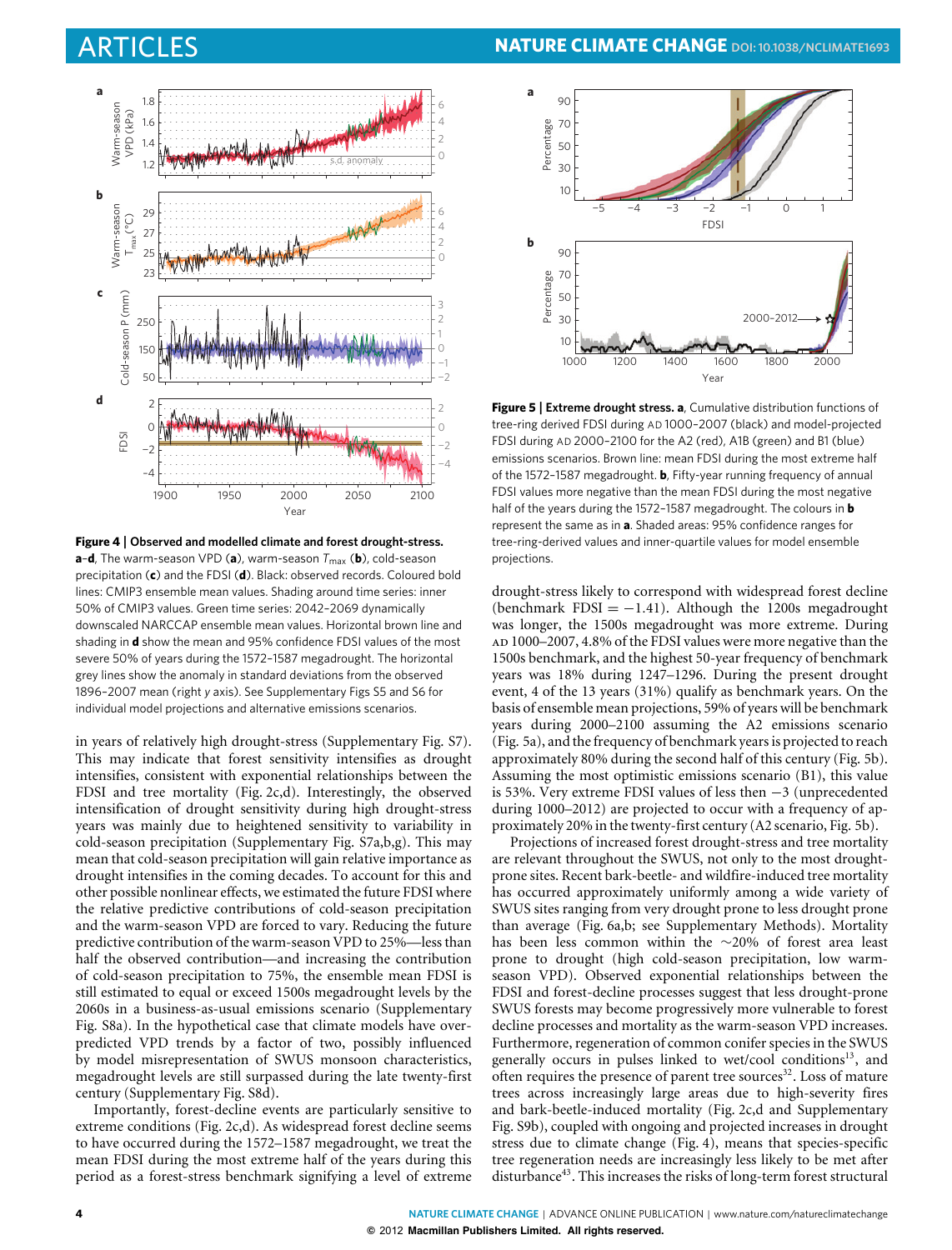**Figure 4 | Observed and modelled climate and forest drought-stress.** **a**–**d**, The warm-season VPD (**a**), warm-season $T_{max}$ (**b**), cold-season precipitation (**c**) and the FDSI (**d**). Black: observed records. Coloured bold lines: CMIP3 ensemble mean values. Shading around time series: inner 50% of CMIP3 values. Green time series: 2042–2069 dynamically downscaled NARCCAP ensemble mean values. Horizontal brown line and shading in **d** show the mean and 95% confidence FDSI values of the most severe 50% of years during the 1572–1587 megadrought. The horizontal grey lines show the anomaly in standard deviations from the observed 1896–2007 mean (right *y* axis). See Supplementary Figs S5 and S6 for individual model projections and alternative emissions scenarios.

**Figure 5 | Extreme drought stress.** **a**, Cumulative distribution functions of tree-ring derived FDSI during AD 1000–2007 (black) and model-projected FDSI during AD 2000–2100 for the A2 (red), A1B (green) and B1 (blue) emissions scenarios. Brown line: mean FDSI during the most extreme half of the 1572–1587 megadrought. **b**, Fifty-year running frequency of annual FDSI values more negative than the mean FDSI during the most negative half of the years during the 1572–1587 megadrought. The colours in **b** represent the same as in **a**. Shaded areas: 95% confidence ranges for tree-ring-derived values and inner-quartile values for model ensemble projections.

in years of relatively high drought-stress (Supplementary Fig. S7). This may indicate that forest sensitivity intensifies as drought intensifies, consistent with exponential relationships between the FDSI and tree mortality (Fig. 2c,d). Interestingly, the observed intensification of drought sensitivity during high drought-stress years was mainly due to heightened sensitivity to variability in cold-season precipitation (Supplementary Fig. S7a,b,g). This may mean that cold-season precipitation will gain relative importance as drought intensifies in the coming decades. To account for this and other possible nonlinear effects, we estimated the future FDSI where the relative predictive contributions of cold-season precipitation and the warm-season VPD are forced to vary. Reducing the future predictive contribution of the warm-season VPD to 25%—less than half the observed contribution—and increasing the contribution of cold-season precipitation to 75%, the ensemble mean FDSI is still estimated to equal or exceed 1500s megadrought levels by the 2060s in a business-as-usual emissions scenario (Supplementary Fig. S8a). In the hypothetical case that climate models have over-predicted VPD trends by a factor of two, possibly influenced by model misrepresentation of SWUS monsoon characteristics, megadrought levels are still surpassed during the late twenty-first century (Supplementary Fig. S8d).

Importantly, forest-decline events are particularly sensitive to extreme conditions (Fig. 2c,d). As widespread forest decline seems to have occurred during the 1572–1587 megadrought, we treat the mean FDSI during the most extreme half of the years during this period as a forest-stress benchmark signifying a level of extreme drought-stress likely to correspond with widespread forest decline (benchmark FDSI = −1.41). Although the 1200s megadrought was longer, the 1500s megadrought was more extreme. During AD 1000–2007, 4.8% of the FDSI values were more negative than the 1500s benchmark, and the highest 50-year frequency of benchmark years was 18% during 1247–1296. During the present drought event, 4 of the 13 years (31%) qualify as benchmark years. On the basis of ensemble mean projections, 59% of years will be benchmark years during 2000–2100 assuming the A2 emissions scenario (Fig. 5a), and the frequency of benchmark years is projected to reach approximately 80% during the second half of this century (Fig. 5b). Assuming the most optimistic emissions scenario (B1), this value is 53%. Very extreme FDSI values of less then −3 (unprecedented during 1000–2012) are projected to occur with a frequency of approximately 20% in the twenty-first century (A2 scenario, Fig. 5b).

Projections of increased forest drought-stress and tree mortality are relevant throughout the SWUS, not only to the most drought-prone sites. Recent bark-beetle- and wildfire-induced tree mortality has occurred approximately uniformly among a wide variety of SWUS sites ranging from very drought prone to less drought prone than average (Fig. 6a,b; see Supplementary Methods). Mortality has been less common within the ~20% of forest area least prone to drought (high cold-season precipitation, low warm-season VPD). Observed exponential relationships between the FDSI and forest-decline processes suggest that less drought-prone SWUS forests may become progressively more vulnerable to forest decline processes and mortality as the warm-season VPD increases. Furthermore, regeneration of common conifer species in the SWUS generally occurs in pulses linked to wet/cool conditions[13], and often requires the presence of parent tree sources[32]. Loss of mature trees across increasingly large areas due to high-severity fires and bark-beetle-induced mortality (Fig. 2c,d and Supplementary Fig. S9b), coupled with ongoing and projected increases in drought stress due to climate change (Fig. 4), means that species-specific tree regeneration needs are increasingly less likely to be met after disturbance[43]. This increases the risks of long-term forest structural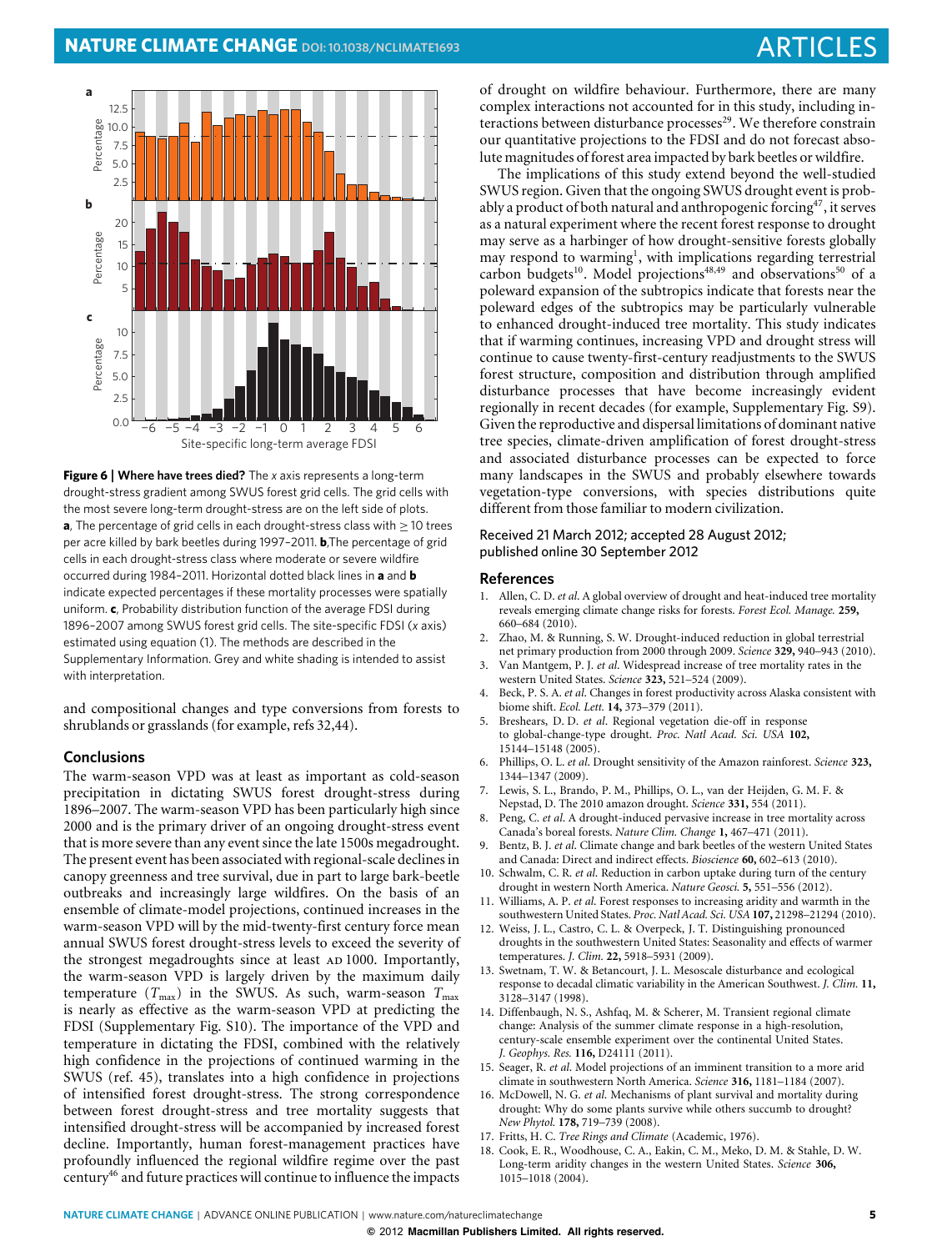**Figure 6 | Where have trees died?** The *x* axis represents a long-term drought-stress gradient among SWUS forest grid cells. The grid cells with the most severe long-term drought-stress are on the left side of plots. **a**, The percentage of grid cells in each drought-stress class with ≥ 10 trees per acre killed by bark beetles during 1997–2011. **b**,The percentage of grid cells in each drought-stress class where moderate or severe wildfire occurred during 1984–2011. Horizontal dotted black lines in **a** and **b** indicate expected percentages if these mortality processes were spatially uniform. **c**, Probability distribution function of the average FDSI during 1896–2007 among SWUS forest grid cells. The site-specific FDSI (*x* axis) estimated using equation (1). The methods are described in the Supplementary Information. Grey and white shading is intended to assist with interpretation.

and compositional changes and type conversions from forests to shrublands or grasslands (for example, refs 32,44).

## Conclusions

The warm-season VPD was at least as important as cold-season precipitation in dictating SWUS forest drought-stress during 1896–2007. The warm-season VPD has been particularly high since 2000 and is the primary driver of an ongoing drought-stress event that is more severe than any event since the late 1500s megadrought. The present event has been associated with regional-scale declines in canopy greenness and tree survival, due in part to large bark-beetle outbreaks and increasingly large wildfires. On the basis of an ensemble of climate-model projections, continued increases in the warm-season VPD will by the mid-twenty-first century force mean annual SWUS forest drought-stress levels to exceed the severity of the strongest megadroughts since at least AD 1000. Importantly, the warm-season VPD is largely driven by the maximum daily temperature ($T_{max}$) in the SWUS. As such, warm-season $T_{max}$ is nearly as effective as the warm-season VPD at predicting the FDSI (Supplementary Fig. S10). The importance of the VPD and temperature in dictating the FDSI, combined with the relatively high confidence in the projections of continued warming in the SWUS (ref. 45), translates into a high confidence in projections of intensified forest drought-stress. The strong correspondence between forest drought-stress and tree mortality suggests that intensified drought-stress will be accompanied by increased forest decline. Importantly, human forest-management practices have profoundly influenced the regional wildfire regime over the past century[46] and future practices will continue to influence the impacts of drought on wildfire behaviour. Furthermore, there are many complex interactions not accounted for in this study, including interactions between disturbance processes[29]. We therefore constrain our quantitative projections to the FDSI and do not forecast absolute magnitudes of forest area impacted by bark beetles or wildfire.

The implications of this study extend beyond the well-studied SWUS region. Given that the ongoing SWUS drought event is probably a product of both natural and anthropogenic forcing[47], it serves as a natural experiment where the recent forest response to drought may serve as a harbinger of how drought-sensitive forests globally may respond to warming[1], with implications regarding terrestrial carbon budgets[10]. Model projections[48,49] and observations[50] of a poleward expansion of the subtropics indicate that forests near the poleward edges of the subtropics may be particularly vulnerable to enhanced drought-induced tree mortality. This study indicates that if warming continues, increasing VPD and drought stress will continue to cause twenty-first-century readjustments to the SWUS forest structure, composition and distribution through amplified disturbance processes that have become increasingly evident regionally in recent decades (for example, Supplementary Fig. S9). Given the reproductive and dispersal limitations of dominant native tree species, climate-driven amplification of forest drought-stress and associated disturbance processes can be expected to force many landscapes in the SWUS and probably elsewhere towards vegetation-type conversions, with species distributions quite different from those familiar to modern civilization.

Received 21 March 2012; accepted 28 August 2012; published online 30 September 2012

## References

1. Allen, C. D. *et al*. A global overview of drought and heat-induced tree mortality reveals emerging climate change risks for forests. *Forest Ecol. Manage.* **259,** 660–684 (2010).
2. Zhao, M. & Running, S. W. Drought-induced reduction in global terrestrial net primary production from 2000 through 2009. *Science* **329,** 940–943 (2010).
3. Van Mantgem, P. J. *et al*. Widespread increase of tree mortality rates in the western United States. *Science* **323,** 521–524 (2009).
4. Beck, P. S. A. *et al*. Changes in forest productivity across Alaska consistent with biome shift. *Ecol. Lett.* **14,** 373–379 (2011).
5. Breshears, D. D. *et al*. Regional vegetation die-off in response to global-change-type drought. *Proc. Natl Acad. Sci. USA* **102,** 15144–15148 (2005).
6. Phillips, O. L. *et al*. Drought sensitivity of the Amazon rainforest. *Science* **323,** 1344–1347 (2009).
7. Lewis, S. L., Brando, P. M., Phillips, O. L., van der Heijden, G. M. F. & Nepstad, D. The 2010 amazon drought. *Science* **331,** 554 (2011).
8. Peng, C. *et al*. A drought-induced pervasive increase in tree mortality across Canada's boreal forests. *Nature Clim. Change* **1,** 467–471 (2011).
9. Bentz, B. J. *et al*. Climate change and bark beetles of the western United States and Canada: Direct and indirect effects. *Bioscience* **60,** 602–613 (2010).
10. Schwalm, C. R. *et al*. Reduction in carbon uptake during turn of the century drought in western North America. *Nature Geosci.* **5,** 551–556 (2012).
11. Williams, A. P. *et al*. Forest responses to increasing aridity and warmth in the southwestern United States. *Proc. Natl Acad. Sci. USA* **107,** 21298–21294 (2010).
12. Weiss, J. L., Castro, C. L. & Overpeck, J. T. Distinguishing pronounced droughts in the southwestern United States: Seasonality and effects of warmer temperatures. *J. Clim.* **22,** 5918–5931 (2009).
13. Swetnam, T. W. & Betancourt, J. L. Mesoscale disturbance and ecological response to decadal climatic variability in the American Southwest. *J. Clim.* **11,** 3128–3147 (1998).
14. Diffenbaugh, N. S., Ashfaq, M. & Scherer, M. Transient regional climate change: Analysis of the summer climate response in a high-resolution, century-scale ensemble experiment over the continental United States. *J. Geophys. Res.* **116,** D24111 (2011).
15. Seager, R. *et al*. Model projections of an imminent transition to a more arid climate in southwestern North America. *Science* **316,** 1181–1184 (2007).
16. McDowell, N. G. *et al*. Mechanisms of plant survival and mortality during drought: Why do some plants survive while others succumb to drought? *New Phytol.* **178,** 719–739 (2008).
17. Fritts, H. C. *Tree Rings and Climate* (Academic, 1976).
18. Cook, E. R., Woodhouse, C. A., Eakin, C. M., Meko, D. M. & Stahle, D. W. Long-term aridity changes in the western United States. *Science* **306,** 1015–1018 (2004).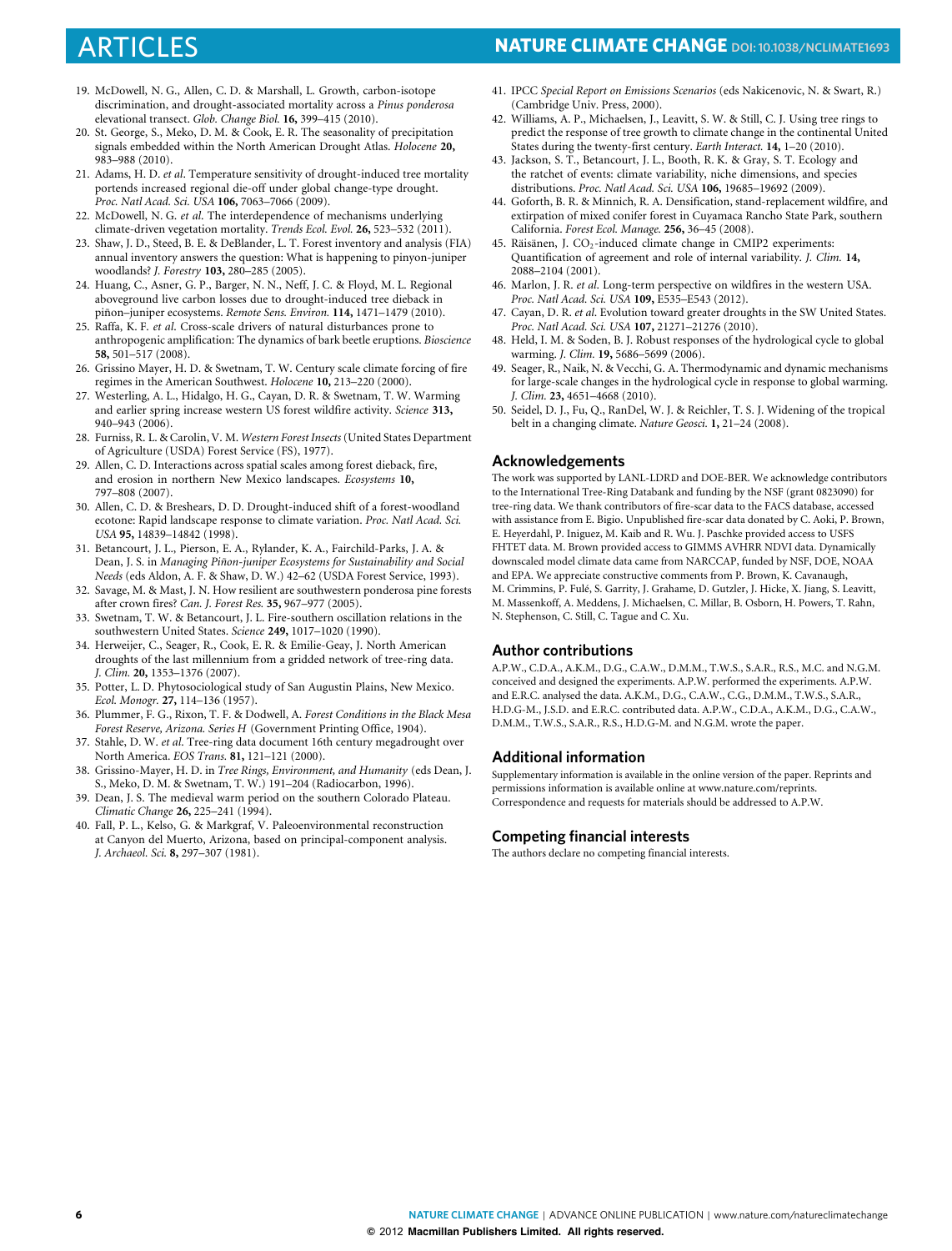19. McDowell, N. G., Allen, C. D. & Marshall, L. Growth, carbon-isotope discrimination, and drought-associated mortality across a *Pinus ponderosa* elevational transect. *Glob. Change Biol.* **16,** 399–415 (2010).
20. St. George, S., Meko, D. M. & Cook, E. R. The seasonality of precipitation signals embedded within the North American Drought Atlas. *Holocene* **20,** 983–988 (2010).
21. Adams, H. D. *et al*. Temperature sensitivity of drought-induced tree mortality portends increased regional die-off under global change-type drought. *Proc. Natl Acad. Sci. USA* **106,** 7063–7066 (2009).
22. McDowell, N. G. *et al*. The interdependence of mechanisms underlying climate-driven vegetation mortality. *Trends Ecol. Evol.* **26,** 523–532 (2011).
23. Shaw, J. D., Steed, B. E. & DeBlander, L. T. Forest inventory and analysis (FIA) annual inventory answers the question: What is happening to pinyon-juniper woodlands? *J. Forestry* **103,** 280–285 (2005).
24. Huang, C., Asner, G. P., Barger, N. N., Neff, J. C. & Floyd, M. L. Regional aboveground live carbon losses due to drought-induced tree dieback in piñon–juniper ecosystems. *Remote Sens. Environ.* **114,** 1471–1479 (2010).
25. Raffa, K. F. *et al*. Cross-scale drivers of natural disturbances prone to anthropogenic amplification: The dynamics of bark beetle eruptions. *Bioscience* **58,** 501–517 (2008).
26. Grissino Mayer, H. D. & Swetnam, T. W. Century scale climate forcing of fire regimes in the American Southwest. *Holocene* **10,** 213–220 (2000).
27. Westerling, A. L., Hidalgo, H. G., Cayan, D. R. & Swetnam, T. W. Warming and earlier spring increase western US forest wildfire activity. *Science* **313,** 940–943 (2006).
28. Furniss, R. L. & Carolin, V. M. *Western Forest Insects* (United States Department of Agriculture (USDA) Forest Service (FS), 1977).
29. Allen, C. D. Interactions across spatial scales among forest dieback, fire, and erosion in northern New Mexico landscapes. *Ecosystems* **10,** 797–808 (2007).
30. Allen, C. D. & Breshears, D. D. Drought-induced shift of a forest-woodland ecotone: Rapid landscape response to climate variation. *Proc. Natl Acad. Sci. USA* **95,** 14839–14842 (1998).
31. Betancourt, J. L., Pierson, E. A., Rylander, K. A., Fairchild-Parks, J. A. & Dean, J. S. in *Managing Piñon-juniper Ecosystems for Sustainability and Social Needs* (eds Aldon, A. F. & Shaw, D. W.) 42–62 (USDA Forest Service, 1993).
32. Savage, M. & Mast, J. N. How resilient are southwestern ponderosa pine forests after crown fires? *Can. J. Forest Res.* **35,** 967–977 (2005).
33. Swetnam, T. W. & Betancourt, J. L. Fire-southern oscillation relations in the southwestern United States. *Science* **249,** 1017–1020 (1990).
34. Herweijer, C., Seager, R., Cook, E. R. & Emilie-Geay, J. North American droughts of the last millennium from a gridded network of tree-ring data. *J. Clim.* **20,** 1353–1376 (2007).
35. Potter, L. D. Phytosociological study of San Augustin Plains, New Mexico. *Ecol. Monogr.* **27,** 114–136 (1957).
36. Plummer, F. G., Rixon, T. F. & Dodwell, A. *Forest Conditions in the Black Mesa Forest Reserve, Arizona. Series H* (Government Printing Office, 1904).
37. Stahle, D. W. *et al*. Tree-ring data document 16th century megadrought over North America. *EOS Trans.* **81,** 121–121 (2000).
38. Grissino-Mayer, H. D. in *Tree Rings, Environment, and Humanity* (eds Dean, J. S., Meko, D. M. & Swetnam, T. W.) 191–204 (Radiocarbon, 1996).
39. Dean, J. S. The medieval warm period on the southern Colorado Plateau. *Climatic Change* **26,** 225–241 (1994).
40. Fall, P. L., Kelso, G. & Markgraf, V. Paleoenvironmental reconstruction at Canyon del Muerto, Arizona, based on principal-component analysis. *J. Archaeol. Sci.* **8,** 297–307 (1981).
41. IPCC *Special Report on Emissions Scenarios* (eds Nakicenovic, N. & Swart, R.) (Cambridge Univ. Press, 2000).
42. Williams, A. P., Michaelsen, J., Leavitt, S. W. & Still, C. J. Using tree rings to predict the response of tree growth to climate change in the continental United States during the twenty-first century. *Earth Interact.* **14,** 1–20 (2010).
43. Jackson, S. T., Betancourt, J. L., Booth, R. K. & Gray, S. T. Ecology and the ratchet of events: climate variability, niche dimensions, and species distributions. *Proc. Natl Acad. Sci. USA* **106,** 19685–19692 (2009).
44. Goforth, B. R. & Minnich, R. A. Densification, stand-replacement wildfire, and extirpation of mixed conifer forest in Cuyamaca Rancho State Park, southern California. *Forest Ecol. Manage.* **256,** 36–45 (2008).
45. Räisänen, J. $CO_2$-induced climate change in CMIP2 experiments: Quantification of agreement and role of internal variability. *J. Clim.* **14,** 2088–2104 (2001).
46. Marlon, J. R. *et al*. Long-term perspective on wildfires in the western USA. *Proc. Natl Acad. Sci. USA* **109,** E535–E543 (2012).
47. Cayan, D. R. *et al*. Evolution toward greater droughts in the SW United States. *Proc. Natl Acad. Sci. USA* **107,** 21271–21276 (2010).
48. Held, I. M. & Soden, B. J. Robust responses of the hydrological cycle to global warming. *J. Clim.* **19,** 5686–5699 (2006).
49. Seager, R., Naik, N. & Vecchi, G. A. Thermodynamic and dynamic mechanisms for large-scale changes in the hydrological cycle in response to global warming. *J. Clim.* **23,** 4651–4668 (2010).
50. Seidel, D. J., Fu, Q., RanDel, W. J. & Reichler, T. S. J. Widening of the tropical belt in a changing climate. *Nature Geosci.* **1,** 21–24 (2008).

## Acknowledgements

The work was supported by LANL-LDRD and DOE-BER. We acknowledge contributors to the International Tree-Ring Databank and funding by the NSF (grant 0823090) for tree-ring data. We thank contributors of fire-scar data to the FACS database, accessed with assistance from E. Bigio. Unpublished fire-scar data donated by C. Aoki, P. Brown, E. Heyerdahl, P. Iniguez, M. Kaib and R. Wu. J. Paschke provided access to USFS FHTET data. M. Brown provided access to GIMMS AVHRR NDVI data. Dynamically downscaled model climate data came from NARCCAP, funded by NSF, DOE, NOAA and EPA. We appreciate constructive comments from P. Brown, K. Cavanaugh, M. Crimmins, P. Fulé, S. Garrity, J. Grahame, D. Gutzler, J. Hicke, X. Jiang, S. Leavitt, M. Massenkoff, A. Meddens, J. Michaelsen, C. Millar, B. Osborn, H. Powers, T. Rahn, N. Stephenson, C. Still, C. Tague and C. Xu.

## Author contributions

A.P.W., C.D.A., A.K.M., D.G., C.A.W., D.M.M., T.W.S., S.A.R., R.S., M.C. and N.G.M. conceived and designed the experiments. A.P.W. performed the experiments. A.P.W. and E.R.C. analysed the data. A.K.M., D.G., C.A.W., C.G., D.M.M., T.W.S., S.A.R., H.D.G-M., J.S.D. and E.R.C. contributed data. A.P.W., C.D.A., A.K.M., D.G., C.A.W., D.M.M., T.W.S., S.A.R., R.S., H.D.G-M. and N.G.M. wrote the paper.

## Additional information

Supplementary information is available in the online version of the paper. Reprints and permissions information is available online at www.nature.com/reprints. Correspondence and requests for materials should be addressed to A.P.W.

## Competing financial interests

The authors declare no competing financial interests.